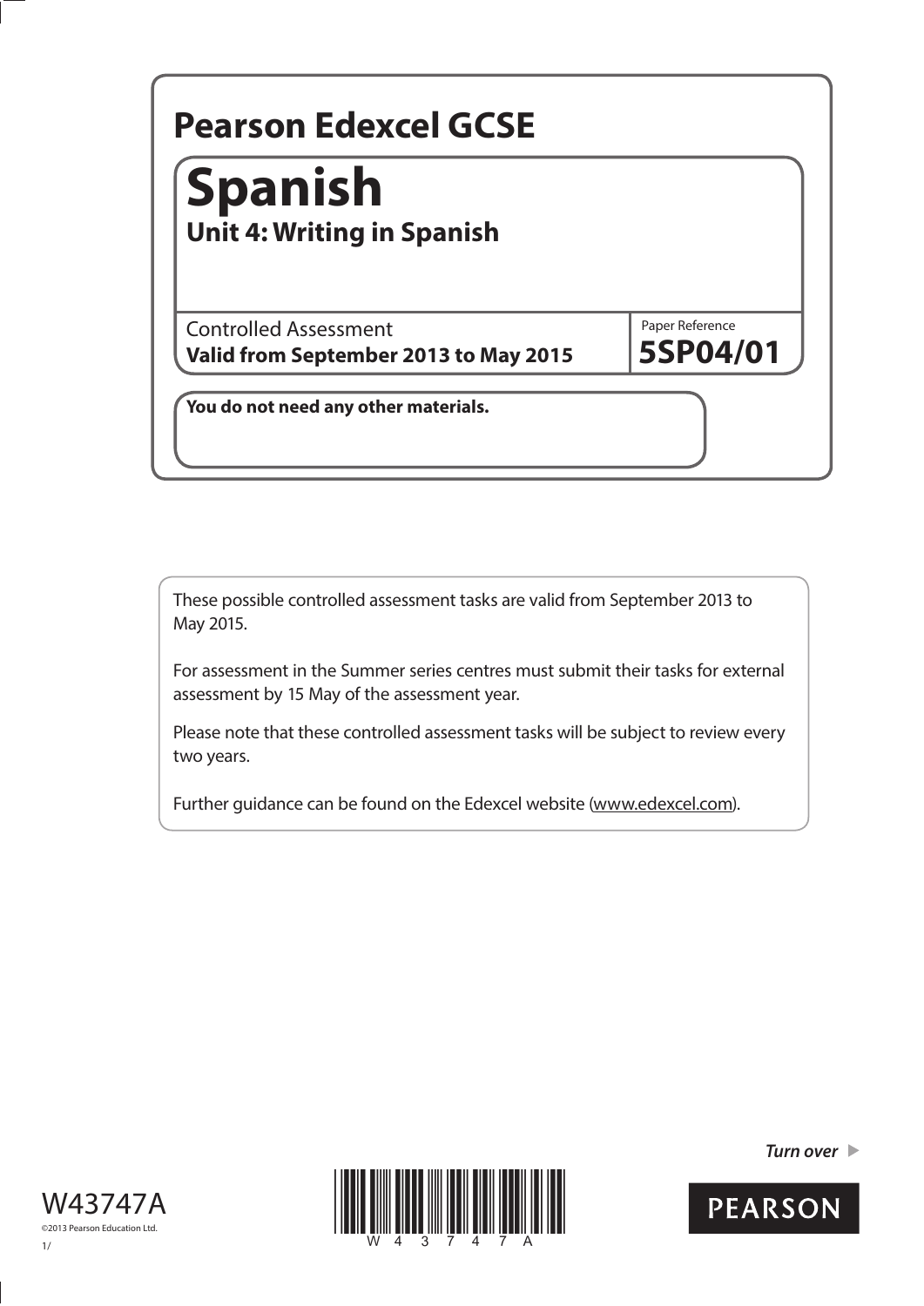# Pearson Edexcel GCSE

# Spanish

## Unit 4: Writing in Spanish

Controlled Assessment
**Valid from September 2013 to May 2015**

Paper Reference
**5SP04/01**

**You do not need any other materials.**

These possible controlled assessment tasks are valid from September 2013 to May 2015.

For assessment in the Summer series centres must submit their tasks for external assessment by 15 May of the assessment year.

Please note that these controlled assessment tasks will be subject to review every two years.

Further guidance can be found on the Edexcel website (www.edexcel.com).

*Turn over* ▶

W43747A

©2013 Pearson Education Ltd.

1/

PEARSON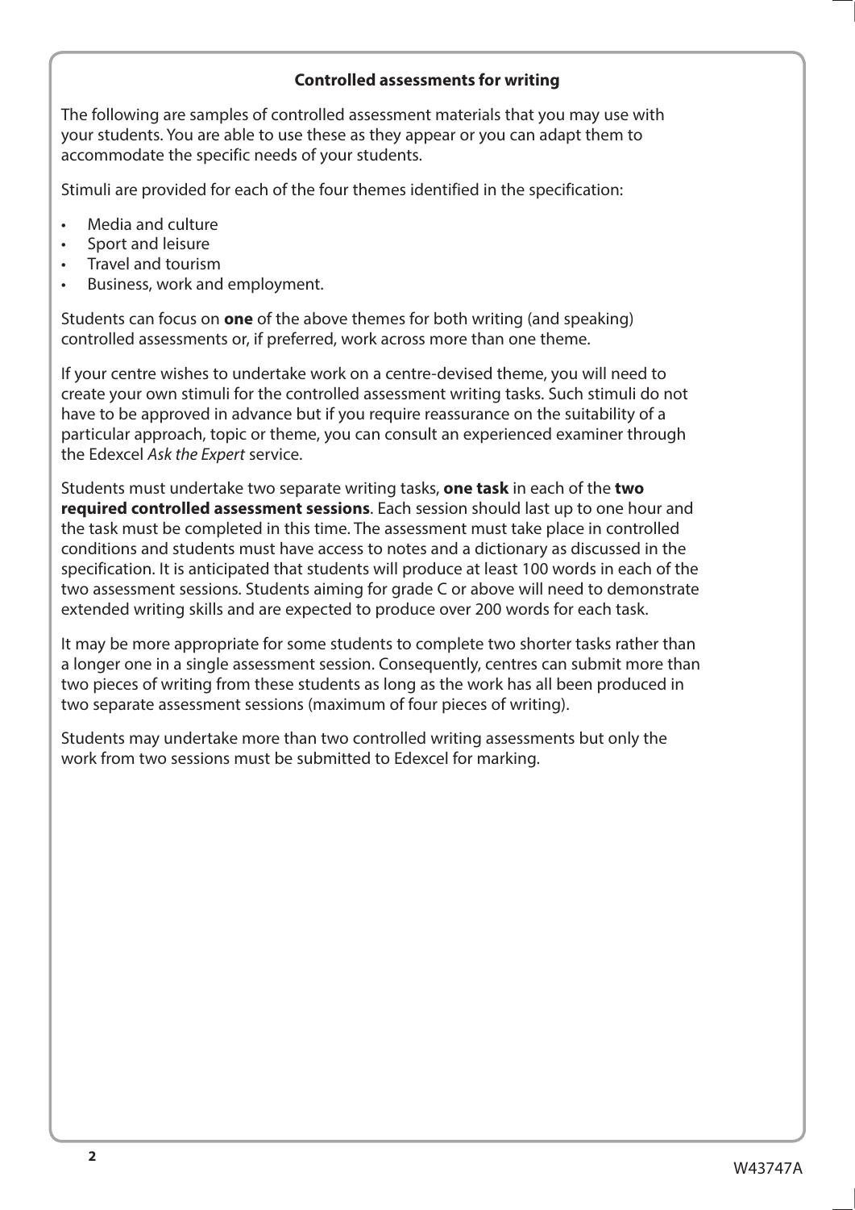## Controlled assessments for writing

The following are samples of controlled assessment materials that you may use with your students. You are able to use these as they appear or you can adapt them to accommodate the specific needs of your students.

Stimuli are provided for each of the four themes identified in the specification:

- Media and culture
- Sport and leisure
- Travel and tourism
- Business, work and employment.

Students can focus on **one** of the above themes for both writing (and speaking) controlled assessments or, if preferred, work across more than one theme.

If your centre wishes to undertake work on a centre-devised theme, you will need to create your own stimuli for the controlled assessment writing tasks. Such stimuli do not have to be approved in advance but if you require reassurance on the suitability of a particular approach, topic or theme, you can consult an experienced examiner through the Edexcel *Ask the Expert* service.

Students must undertake two separate writing tasks, **one task** in each of the **two required controlled assessment sessions**. Each session should last up to one hour and the task must be completed in this time. The assessment must take place in controlled conditions and students must have access to notes and a dictionary as discussed in the specification. It is anticipated that students will produce at least 100 words in each of the two assessment sessions. Students aiming for grade C or above will need to demonstrate extended writing skills and are expected to produce over 200 words for each task.

It may be more appropriate for some students to complete two shorter tasks rather than a longer one in a single assessment session. Consequently, centres can submit more than two pieces of writing from these students as long as the work has all been produced in two separate assessment sessions (maximum of four pieces of writing).

Students may undertake more than two controlled writing assessments but only the work from two sessions must be submitted to Edexcel for marking.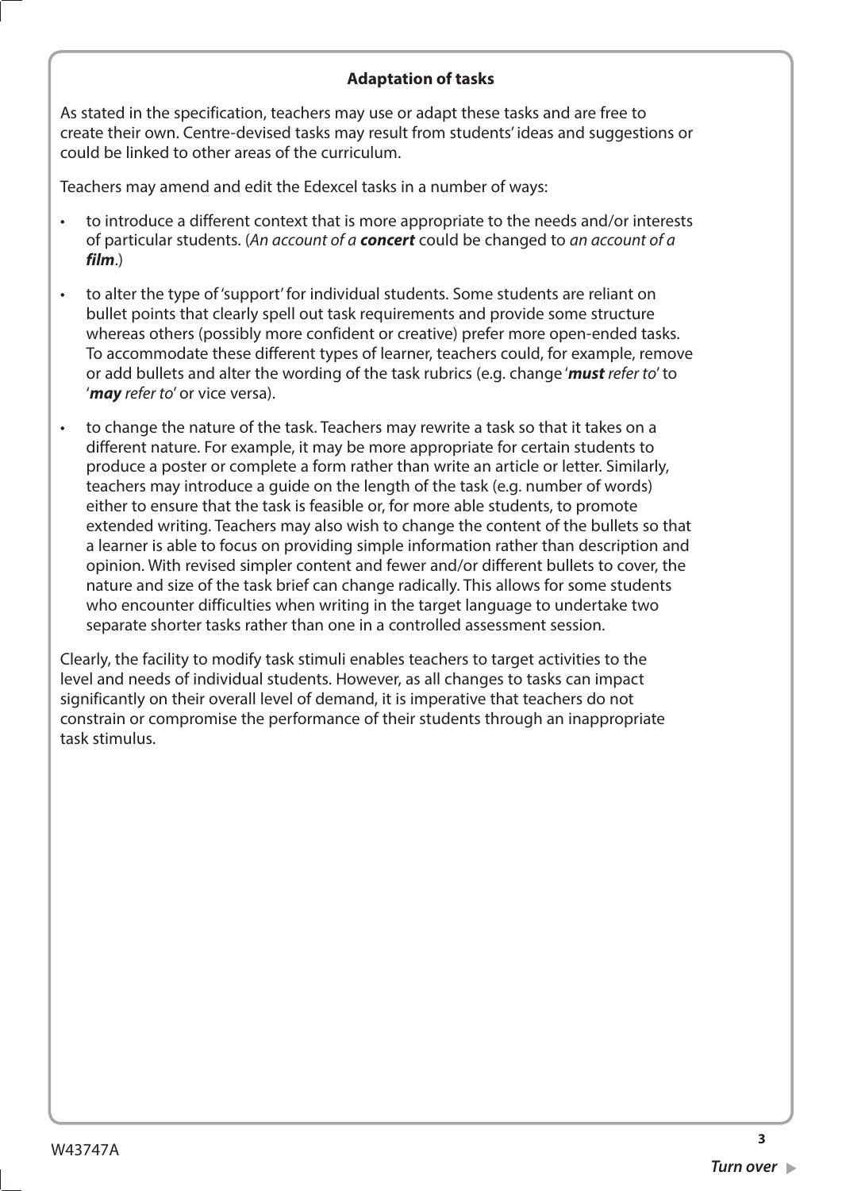## Adaptation of tasks

As stated in the specification, teachers may use or adapt these tasks and are free to create their own. Centre-devised tasks may result from students' ideas and suggestions or could be linked to other areas of the curriculum.

Teachers may amend and edit the Edexcel tasks in a number of ways:

- to introduce a different context that is more appropriate to the needs and/or interests of particular students. (*An account of a **concert*** could be changed to *an account of a **film***.)
- to alter the type of 'support' for individual students. Some students are reliant on bullet points that clearly spell out task requirements and provide some structure whereas others (possibly more confident or creative) prefer more open-ended tasks. To accommodate these different types of learner, teachers could, for example, remove or add bullets and alter the wording of the task rubrics (e.g. change '***must** refer to*' to '***may** refer to*' or vice versa).
- to change the nature of the task. Teachers may rewrite a task so that it takes on a different nature. For example, it may be more appropriate for certain students to produce a poster or complete a form rather than write an article or letter. Similarly, teachers may introduce a guide on the length of the task (e.g. number of words) either to ensure that the task is feasible or, for more able students, to promote extended writing. Teachers may also wish to change the content of the bullets so that a learner is able to focus on providing simple information rather than description and opinion. With revised simpler content and fewer and/or different bullets to cover, the nature and size of the task brief can change radically. This allows for some students who encounter difficulties when writing in the target language to undertake two separate shorter tasks rather than one in a controlled assessment session.

Clearly, the facility to modify task stimuli enables teachers to target activities to the level and needs of individual students. However, as all changes to tasks can impact significantly on their overall level of demand, it is imperative that teachers do not constrain or compromise the performance of their students through an inappropriate task stimulus.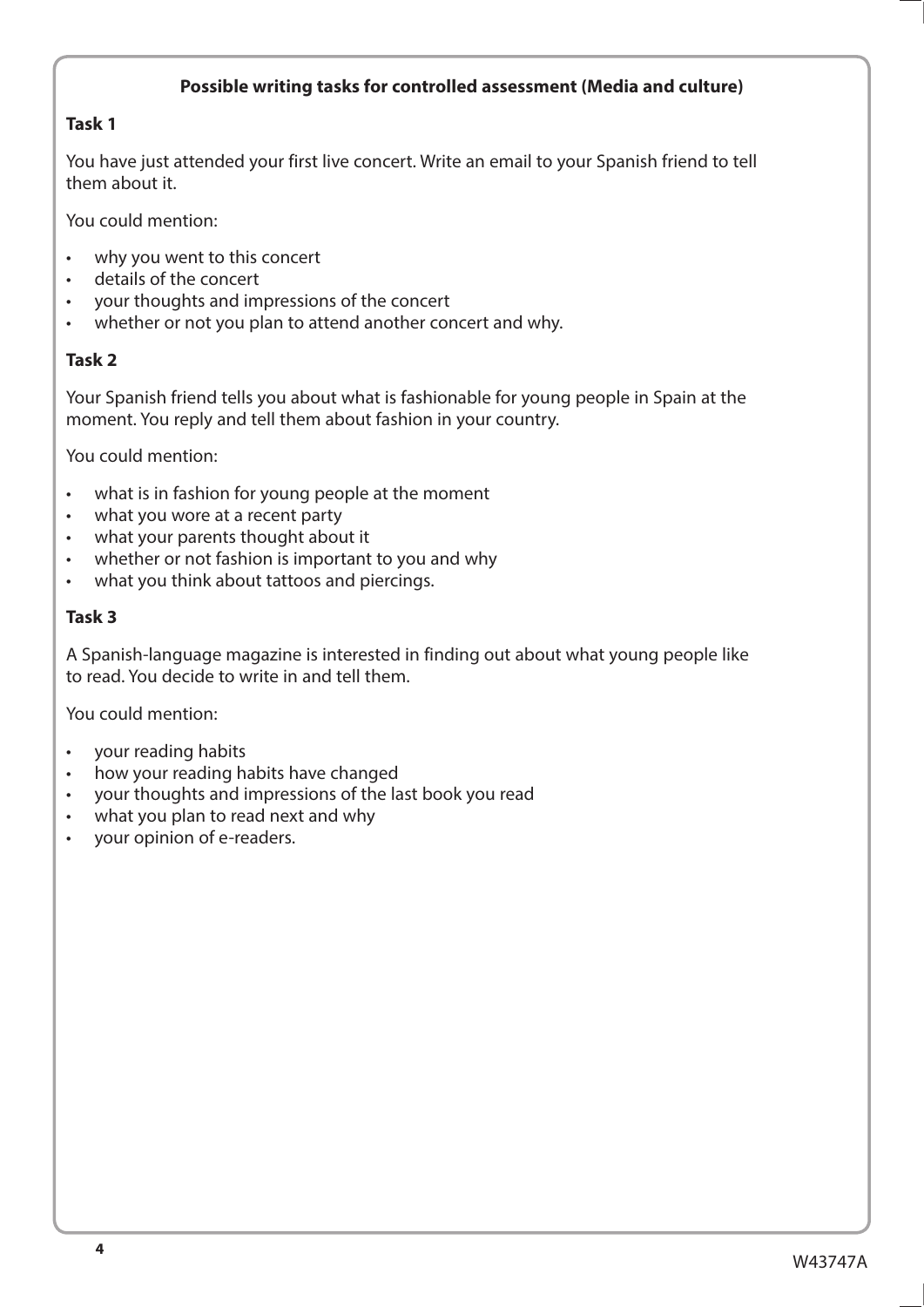## Possible writing tasks for controlled assessment (Media and culture)

### Task 1

You have just attended your first live concert. Write an email to your Spanish friend to tell them about it.

You could mention:

- why you went to this concert
- details of the concert
- your thoughts and impressions of the concert
- whether or not you plan to attend another concert and why.

### Task 2

Your Spanish friend tells you about what is fashionable for young people in Spain at the moment. You reply and tell them about fashion in your country.

You could mention:

- what is in fashion for young people at the moment
- what you wore at a recent party
- what your parents thought about it
- whether or not fashion is important to you and why
- what you think about tattoos and piercings.

### Task 3

A Spanish-language magazine is interested in finding out about what young people like to read. You decide to write in and tell them.

You could mention:

- your reading habits
- how your reading habits have changed
- your thoughts and impressions of the last book you read
- what you plan to read next and why
- your opinion of e-readers.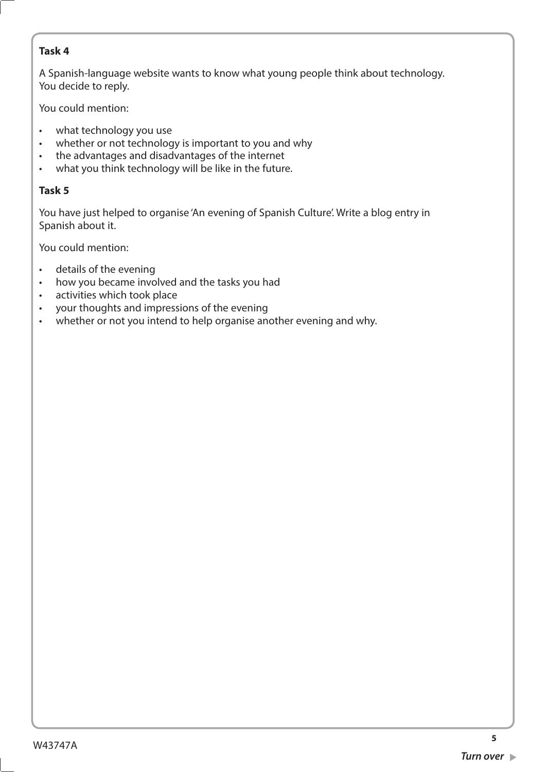**Task 4**

A Spanish-language website wants to know what young people think about technology. You decide to reply.

You could mention:

- what technology you use
- whether or not technology is important to you and why
- the advantages and disadvantages of the internet
- what you think technology will be like in the future.

**Task 5**

You have just helped to organise 'An evening of Spanish Culture'. Write a blog entry in Spanish about it.

You could mention:

- details of the evening
- how you became involved and the tasks you had
- activities which took place
- your thoughts and impressions of the evening
- whether or not you intend to help organise another evening and why.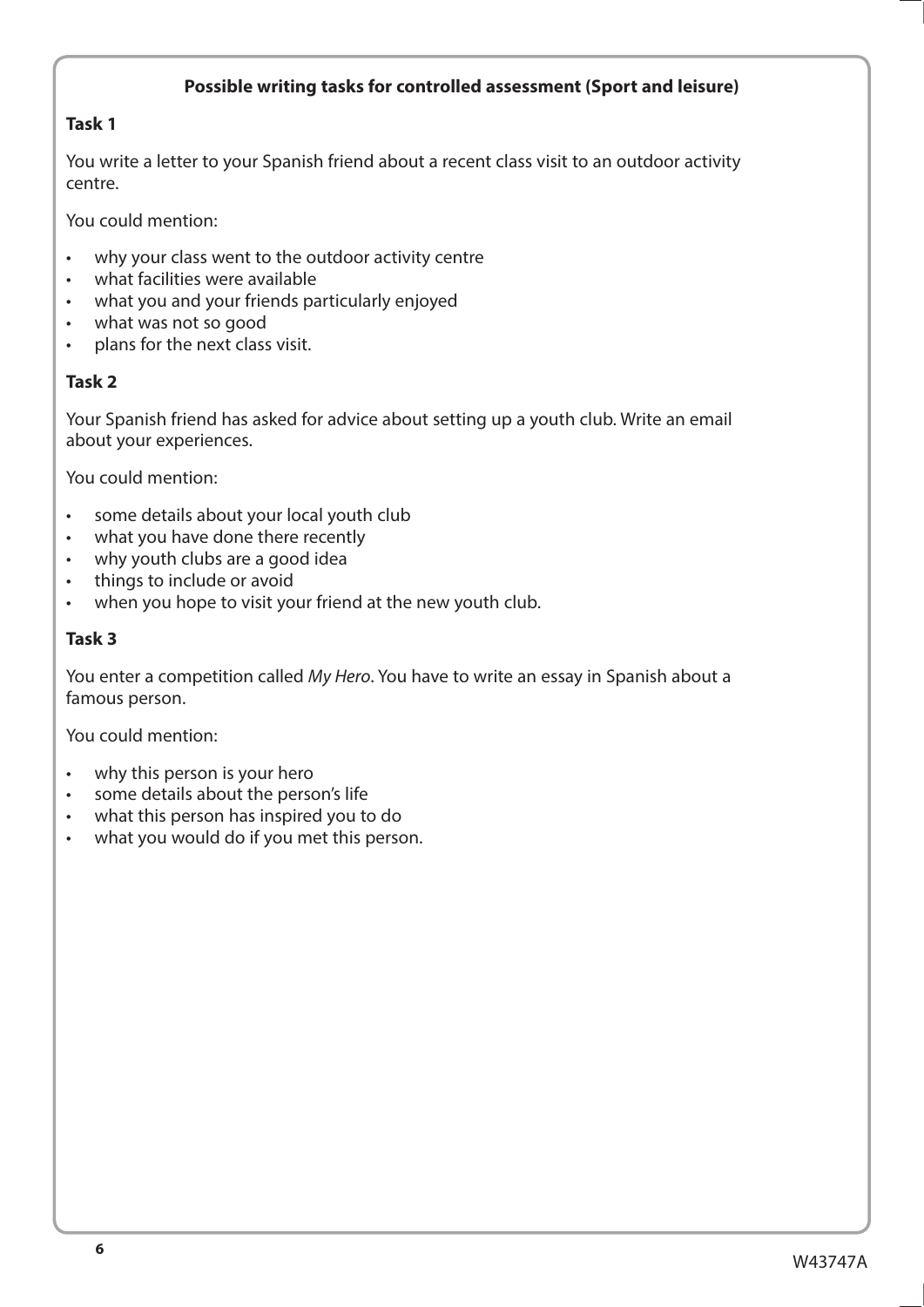**Possible writing tasks for controlled assessment (Sport and leisure)**

**Task 1**

You write a letter to your Spanish friend about a recent class visit to an outdoor activity centre.

You could mention:

- why your class went to the outdoor activity centre
- what facilities were available
- what you and your friends particularly enjoyed
- what was not so good
- plans for the next class visit.

**Task 2**

Your Spanish friend has asked for advice about setting up a youth club. Write an email about your experiences.

You could mention:

- some details about your local youth club
- what you have done there recently
- why youth clubs are a good idea
- things to include or avoid
- when you hope to visit your friend at the new youth club.

**Task 3**

You enter a competition called *My Hero*. You have to write an essay in Spanish about a famous person.

You could mention:

- why this person is your hero
- some details about the person's life
- what this person has inspired you to do
- what you would do if you met this person.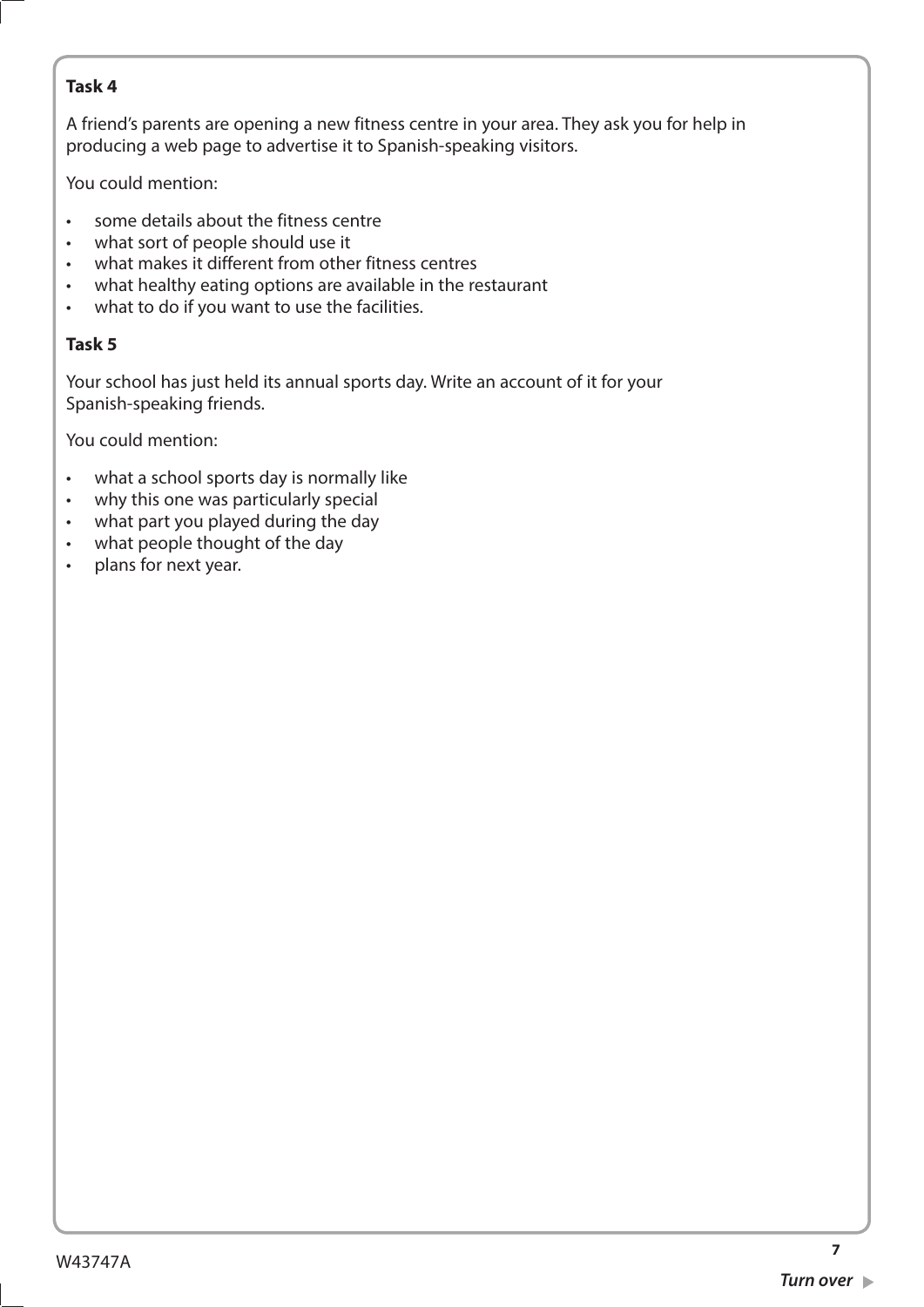**Task 4**

A friend's parents are opening a new fitness centre in your area. They ask you for help in producing a web page to advertise it to Spanish-speaking visitors.

You could mention:

- some details about the fitness centre
- what sort of people should use it
- what makes it different from other fitness centres
- what healthy eating options are available in the restaurant
- what to do if you want to use the facilities.

**Task 5**

Your school has just held its annual sports day. Write an account of it for your Spanish-speaking friends.

You could mention:

- what a school sports day is normally like
- why this one was particularly special
- what part you played during the day
- what people thought of the day
- plans for next year.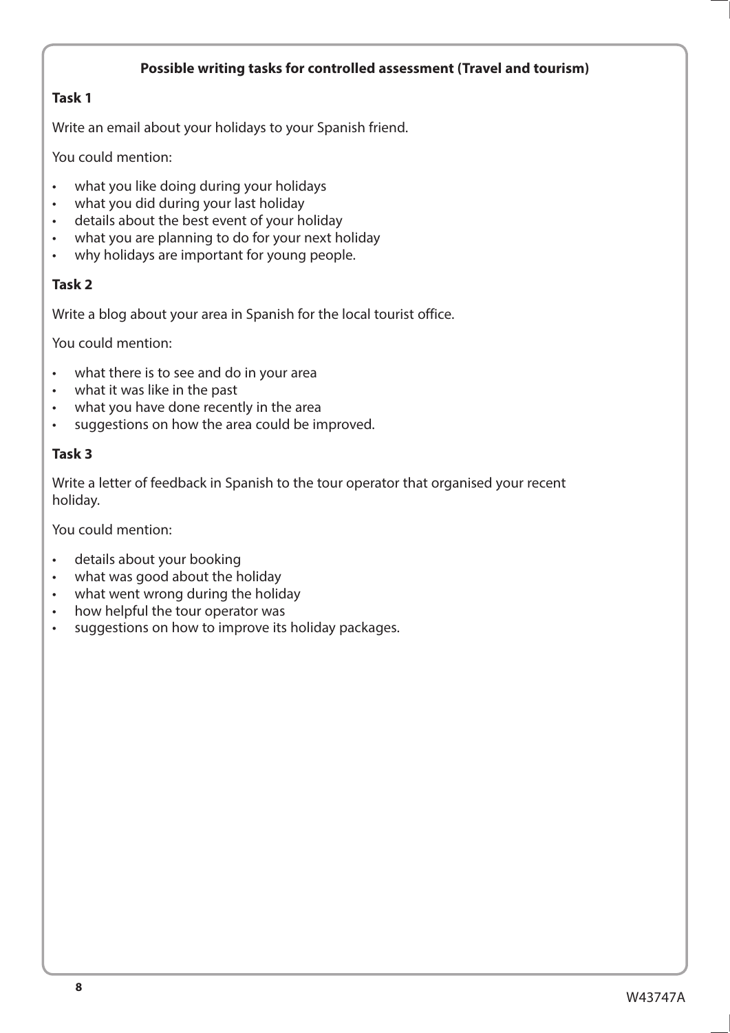**Possible writing tasks for controlled assessment (Travel and tourism)**

**Task 1**

Write an email about your holidays to your Spanish friend.

You could mention:

- what you like doing during your holidays
- what you did during your last holiday
- details about the best event of your holiday
- what you are planning to do for your next holiday
- why holidays are important for young people.

**Task 2**

Write a blog about your area in Spanish for the local tourist office.

You could mention:

- what there is to see and do in your area
- what it was like in the past
- what you have done recently in the area
- suggestions on how the area could be improved.

**Task 3**

Write a letter of feedback in Spanish to the tour operator that organised your recent holiday.

You could mention:

- details about your booking
- what was good about the holiday
- what went wrong during the holiday
- how helpful the tour operator was
- suggestions on how to improve its holiday packages.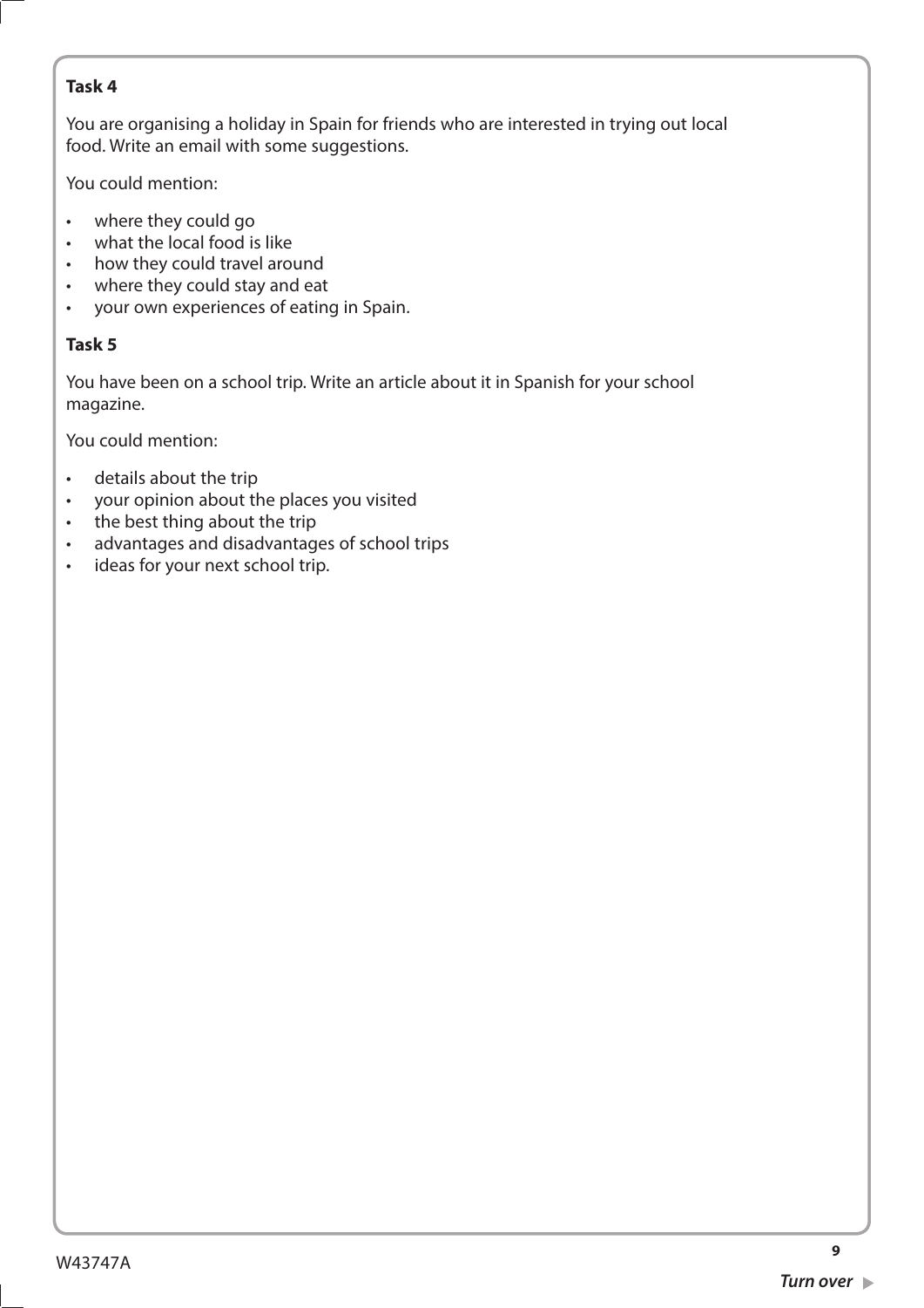**Task 4**

You are organising a holiday in Spain for friends who are interested in trying out local food. Write an email with some suggestions.

You could mention:

- where they could go
- what the local food is like
- how they could travel around
- where they could stay and eat
- your own experiences of eating in Spain.

**Task 5**

You have been on a school trip. Write an article about it in Spanish for your school magazine.

You could mention:

- details about the trip
- your opinion about the places you visited
- the best thing about the trip
- advantages and disadvantages of school trips
- ideas for your next school trip.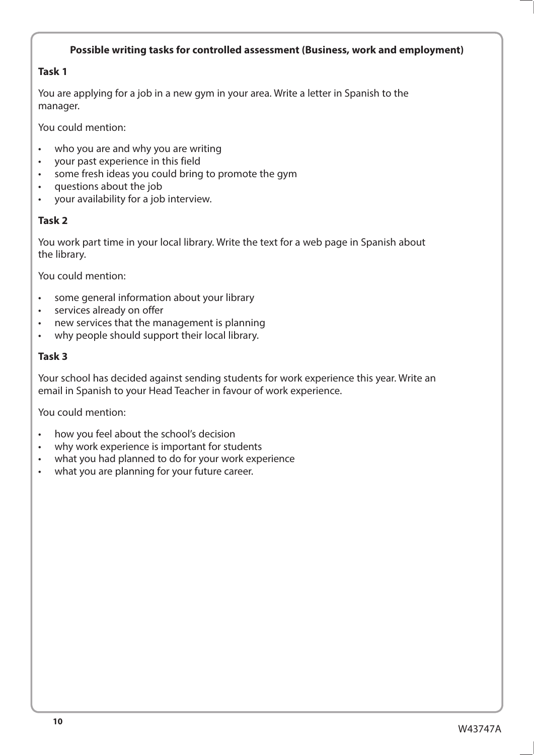**Possible writing tasks for controlled assessment (Business, work and employment)**

**Task 1**

You are applying for a job in a new gym in your area. Write a letter in Spanish to the manager.

You could mention:

- who you are and why you are writing
- your past experience in this field
- some fresh ideas you could bring to promote the gym
- questions about the job
- your availability for a job interview.

**Task 2**

You work part time in your local library. Write the text for a web page in Spanish about the library.

You could mention:

- some general information about your library
- services already on offer
- new services that the management is planning
- why people should support their local library.

**Task 3**

Your school has decided against sending students for work experience this year. Write an email in Spanish to your Head Teacher in favour of work experience.

You could mention:

- how you feel about the school's decision
- why work experience is important for students
- what you had planned to do for your work experience
- what you are planning for your future career.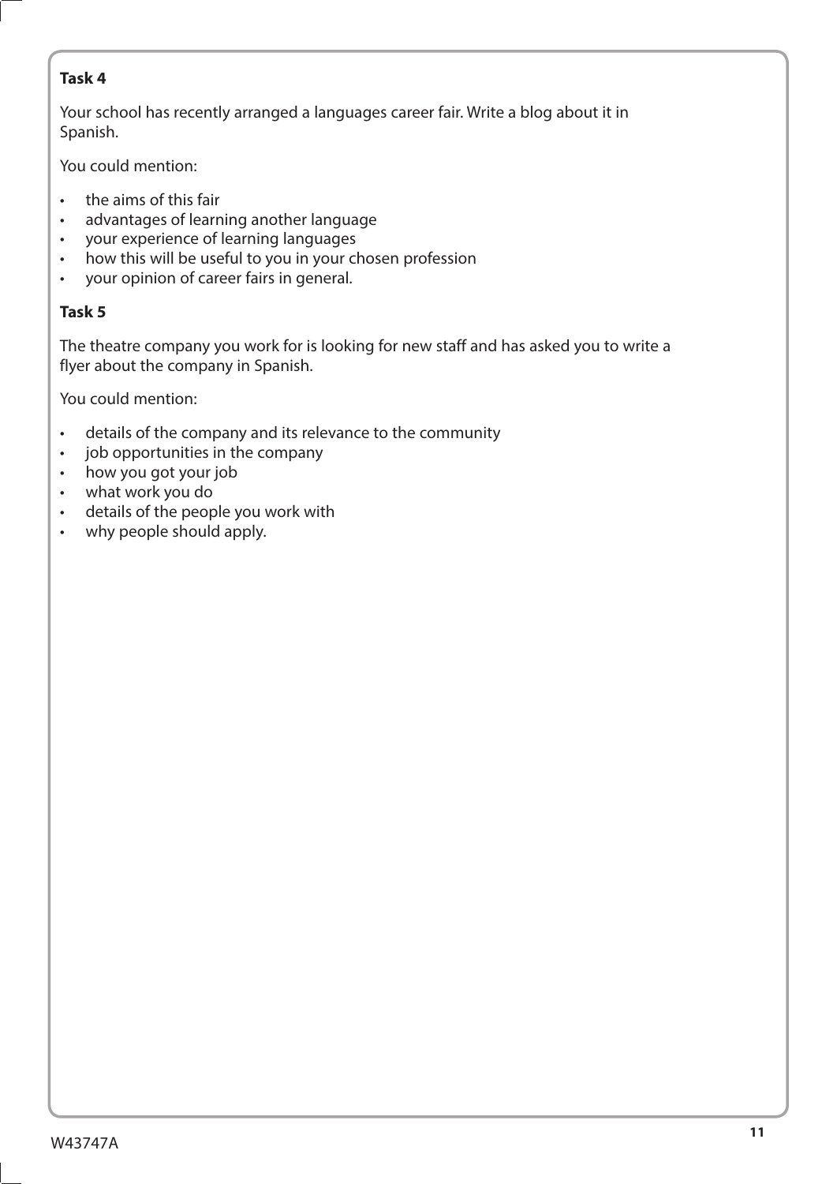**Task 4**

Your school has recently arranged a languages career fair. Write a blog about it in Spanish.

You could mention:

- the aims of this fair
- advantages of learning another language
- your experience of learning languages
- how this will be useful to you in your chosen profession
- your opinion of career fairs in general.

**Task 5**

The theatre company you work for is looking for new staff and has asked you to write a flyer about the company in Spanish.

You could mention:

- details of the company and its relevance to the community
- job opportunities in the company
- how you got your job
- what work you do
- details of the people you work with
- why people should apply.